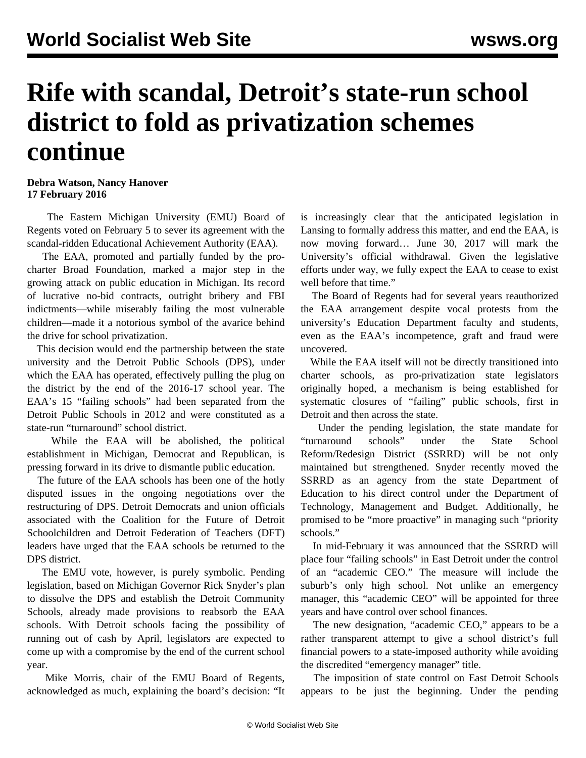# Rife with scandal, Detroit's state-run school district to fold as privatization schemes continue

**Debra Watson, Nancy Hanover**
**17 February 2016**

The Eastern Michigan University (EMU) Board of Regents voted on February 5 to sever its agreement with the scandal-ridden Educational Achievement Authority (EAA).

The EAA, promoted and partially funded by the pro-charter Broad Foundation, marked a major step in the growing attack on public education in Michigan. Its record of lucrative no-bid contracts, outright bribery and FBI indictments—while miserably failing the most vulnerable children—made it a notorious symbol of the avarice behind the drive for school privatization.

This decision would end the partnership between the state university and the Detroit Public Schools (DPS), under which the EAA has operated, effectively pulling the plug on the district by the end of the 2016-17 school year. The EAA's 15 "failing schools" had been separated from the Detroit Public Schools in 2012 and were constituted as a state-run "turnaround" school district.

While the EAA will be abolished, the political establishment in Michigan, Democrat and Republican, is pressing forward in its drive to dismantle public education.

The future of the EAA schools has been one of the hotly disputed issues in the ongoing negotiations over the restructuring of DPS. Detroit Democrats and union officials associated with the Coalition for the Future of Detroit Schoolchildren and Detroit Federation of Teachers (DFT) leaders have urged that the EAA schools be returned to the DPS district.

The EMU vote, however, is purely symbolic. Pending legislation, based on Michigan Governor Rick Snyder's plan to dissolve the DPS and establish the Detroit Community Schools, already made provisions to reabsorb the EAA schools. With Detroit schools facing the possibility of running out of cash by April, legislators are expected to come up with a compromise by the end of the current school year.

Mike Morris, chair of the EMU Board of Regents, acknowledged as much, explaining the board's decision: "It is increasingly clear that the anticipated legislation in Lansing to formally address this matter, and end the EAA, is now moving forward… June 30, 2017 will mark the University's official withdrawal. Given the legislative efforts under way, we fully expect the EAA to cease to exist well before that time."

The Board of Regents had for several years reauthorized the EAA arrangement despite vocal protests from the university's Education Department faculty and students, even as the EAA's incompetence, graft and fraud were uncovered.

While the EAA itself will not be directly transitioned into charter schools, as pro-privatization state legislators originally hoped, a mechanism is being established for systematic closures of "failing" public schools, first in Detroit and then across the state.

Under the pending legislation, the state mandate for "turnaround schools" under the State School Reform/Redesign District (SSRRD) will be not only maintained but strengthened. Snyder recently moved the SSRRD as an agency from the state Department of Education to his direct control under the Department of Technology, Management and Budget. Additionally, he promised to be "more proactive" in managing such "priority schools."

In mid-February it was announced that the SSRRD will place four "failing schools" in East Detroit under the control of an "academic CEO." The measure will include the suburb's only high school. Not unlike an emergency manager, this "academic CEO" will be appointed for three years and have control over school finances.

The new designation, "academic CEO," appears to be a rather transparent attempt to give a school district's full financial powers to a state-imposed authority while avoiding the discredited "emergency manager" title.

The imposition of state control on East Detroit Schools appears to be just the beginning. Under the pending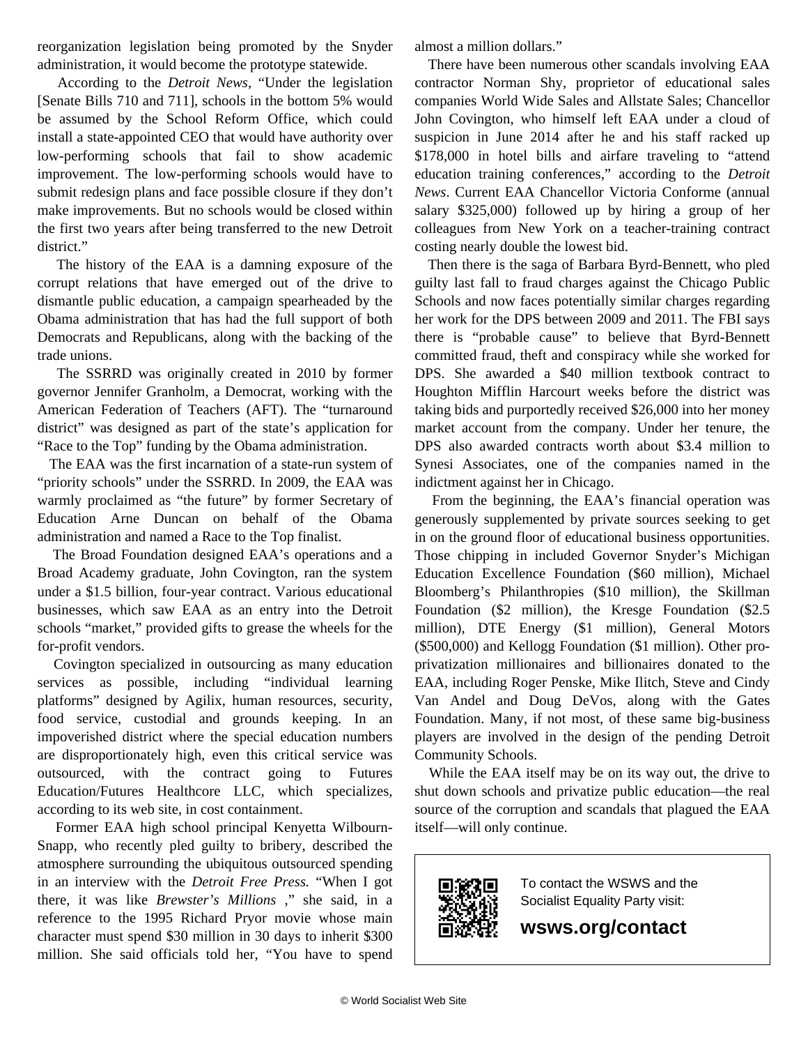reorganization legislation being promoted by the Snyder administration, it would become the prototype statewide.

According to the *Detroit News*, "Under the legislation [Senate Bills 710 and 711], schools in the bottom 5% would be assumed by the School Reform Office, which could install a state-appointed CEO that would have authority over low-performing schools that fail to show academic improvement. The low-performing schools would have to submit redesign plans and face possible closure if they don't make improvements. But no schools would be closed within the first two years after being transferred to the new Detroit district."

The history of the EAA is a damning exposure of the corrupt relations that have emerged out of the drive to dismantle public education, a campaign spearheaded by the Obama administration that has had the full support of both Democrats and Republicans, along with the backing of the trade unions.

The SSRRD was originally created in 2010 by former governor Jennifer Granholm, a Democrat, working with the American Federation of Teachers (AFT). The "turnaround district" was designed as part of the state's application for "Race to the Top" funding by the Obama administration.

The EAA was the first incarnation of a state-run system of "priority schools" under the SSRRD. In 2009, the EAA was warmly proclaimed as "the future" by former Secretary of Education Arne Duncan on behalf of the Obama administration and named a Race to the Top finalist.

The Broad Foundation designed EAA's operations and a Broad Academy graduate, John Covington, ran the system under a $1.5 billion, four-year contract. Various educational businesses, which saw EAA as an entry into the Detroit schools "market," provided gifts to grease the wheels for the for-profit vendors.

Covington specialized in outsourcing as many education services as possible, including "individual learning platforms" designed by Agilix, human resources, security, food service, custodial and grounds keeping. In an impoverished district where the special education numbers are disproportionately high, even this critical service was outsourced, with the contract going to Futures Education/Futures Healthcore LLC, which specializes, according to its web site, in cost containment.

Former EAA high school principal Kenyetta Wilbourn-Snapp, who recently pled guilty to bribery, described the atmosphere surrounding the ubiquitous outsourced spending in an interview with the *Detroit Free Press.* "When I got there, it was like *Brewster's Millions* ," she said, in a reference to the 1995 Richard Pryor movie whose main character must spend $30 million in 30 days to inherit $300 million. She said officials told her, "You have to spend almost a million dollars."

There have been numerous other scandals involving EAA contractor Norman Shy, proprietor of educational sales companies World Wide Sales and Allstate Sales; Chancellor John Covington, who himself left EAA under a cloud of suspicion in June 2014 after he and his staff racked up $178,000 in hotel bills and airfare traveling to "attend education training conferences," according to the *Detroit News*. Current EAA Chancellor Victoria Conforme (annual salary $325,000) followed up by hiring a group of her colleagues from New York on a teacher-training contract costing nearly double the lowest bid.

Then there is the saga of Barbara Byrd-Bennett, who pled guilty last fall to fraud charges against the Chicago Public Schools and now faces potentially similar charges regarding her work for the DPS between 2009 and 2011. The FBI says there is "probable cause" to believe that Byrd-Bennett committed fraud, theft and conspiracy while she worked for DPS. She awarded a $40 million textbook contract to Houghton Mifflin Harcourt weeks before the district was taking bids and purportedly received $26,000 into her money market account from the company. Under her tenure, the DPS also awarded contracts worth about $3.4 million to Synesi Associates, one of the companies named in the indictment against her in Chicago.

From the beginning, the EAA's financial operation was generously supplemented by private sources seeking to get in on the ground floor of educational business opportunities. Those chipping in included Governor Snyder's Michigan Education Excellence Foundation ($60 million), Michael Bloomberg's Philanthropies ($10 million), the Skillman Foundation ($2 million), the Kresge Foundation ($2.5 million), DTE Energy ($1 million), General Motors ($500,000) and Kellogg Foundation ($1 million). Other pro-privatization millionaires and billionaires donated to the EAA, including Roger Penske, Mike Ilitch, Steve and Cindy Van Andel and Doug DeVos, along with the Gates Foundation. Many, if not most, of these same big-business players are involved in the design of the pending Detroit Community Schools.

While the EAA itself may be on its way out, the drive to shut down schools and privatize public education—the real source of the corruption and scandals that plagued the EAA itself—will only continue.

To contact the WSWS and the Socialist Equality Party visit:

**wsws.org/contact**